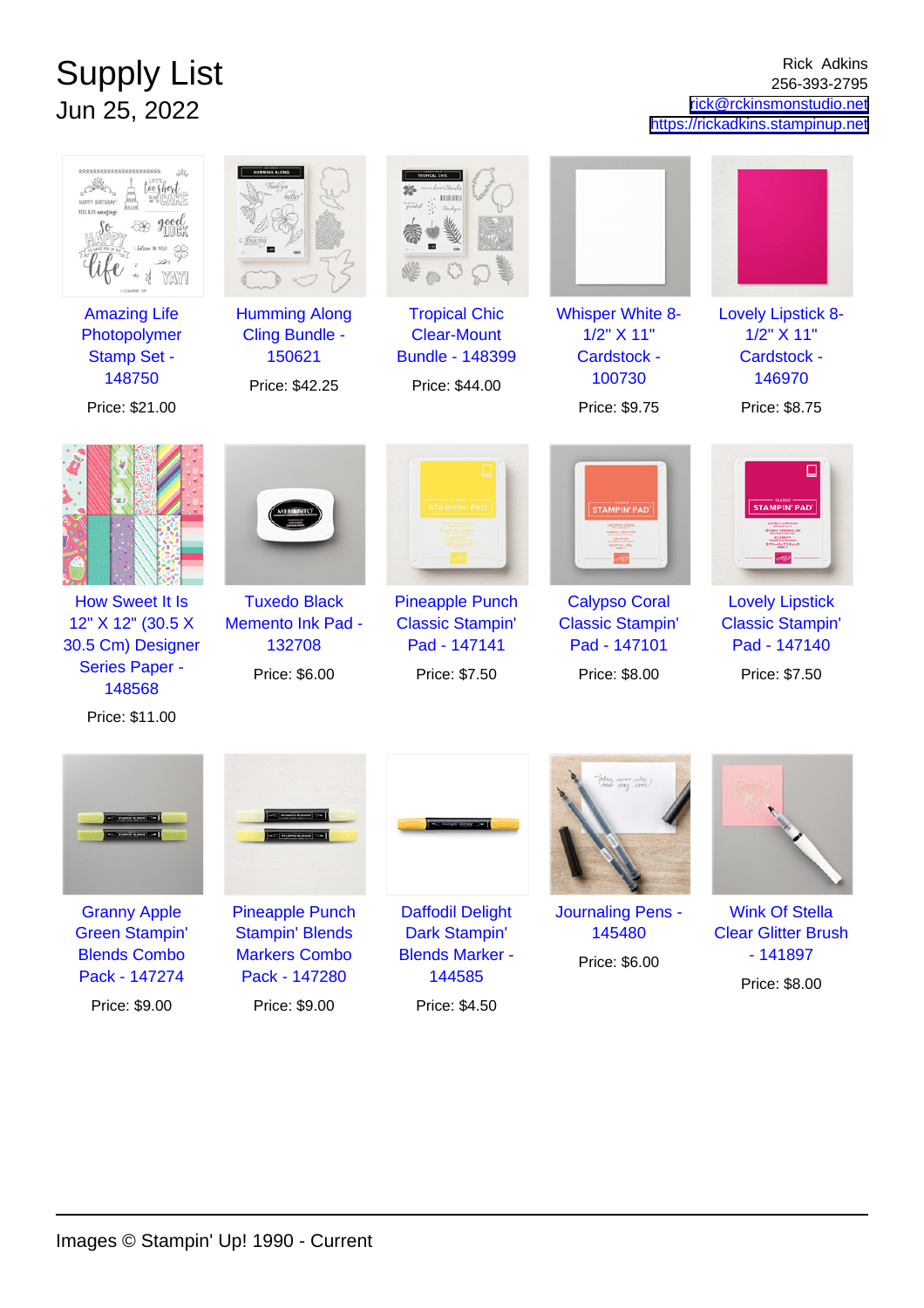# Supply List

## Jun 25, 2022

Rick Adkins
256-393-2795
rick@rckinsmonstudio.net
https://rickadkins.stampinup.net

Amazing Life Photopolymer Stamp Set - 148750
Price: $21.00

Humming Along Cling Bundle - 150621
Price: $42.25

Tropical Chic Clear-Mount Bundle - 148399
Price: $44.00

Whisper White 8-1/2" X 11" Cardstock - 100730
Price: $9.75

Lovely Lipstick 8-1/2" X 11" Cardstock - 146970
Price: $8.75

How Sweet It Is 12" X 12" (30.5 X 30.5 Cm) Designer Series Paper - 148568
Price: $11.00

Tuxedo Black Memento Ink Pad - 132708
Price: $6.00

Pineapple Punch Classic Stampin' Pad - 147141
Price: $7.50

Calypso Coral Classic Stampin' Pad - 147101
Price: $8.00

Lovely Lipstick Classic Stampin' Pad - 147140
Price: $7.50

Granny Apple Green Stampin' Blends Combo Pack - 147274
Price: $9.00

Pineapple Punch Stampin' Blends Markers Combo Pack - 147280
Price: $9.00

Daffodil Delight Dark Stampin' Blends Marker - 144585
Price: $4.50

Journaling Pens - 145480
Price: $6.00

Wink Of Stella Clear Glitter Brush - 141897
Price: $8.00

Images © Stampin' Up! 1990 - Current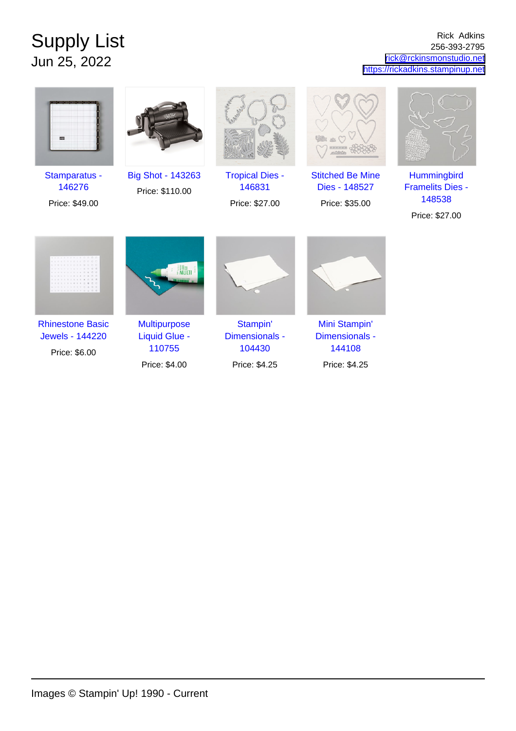# Supply List

Jun 25, 2022

Rick Adkins
256-393-2795
rick@rckinsmonstudio.net
https://rickadkins.stampinup.net

Stamparatus - 146276
Price: $49.00

Big Shot - 143263
Price: $110.00

Tropical Dies - 146831
Price: $27.00

Stitched Be Mine Dies - 148527
Price: $35.00

Hummingbird Framelits Dies - 148538
Price: $27.00

Rhinestone Basic Jewels - 144220
Price: $6.00

Multipurpose Liquid Glue - 110755
Price: $4.00

Stampin' Dimensionals - 104430
Price: $4.25

Mini Stampin' Dimensionals - 144108
Price: $4.25

Images © Stampin' Up! 1990 - Current